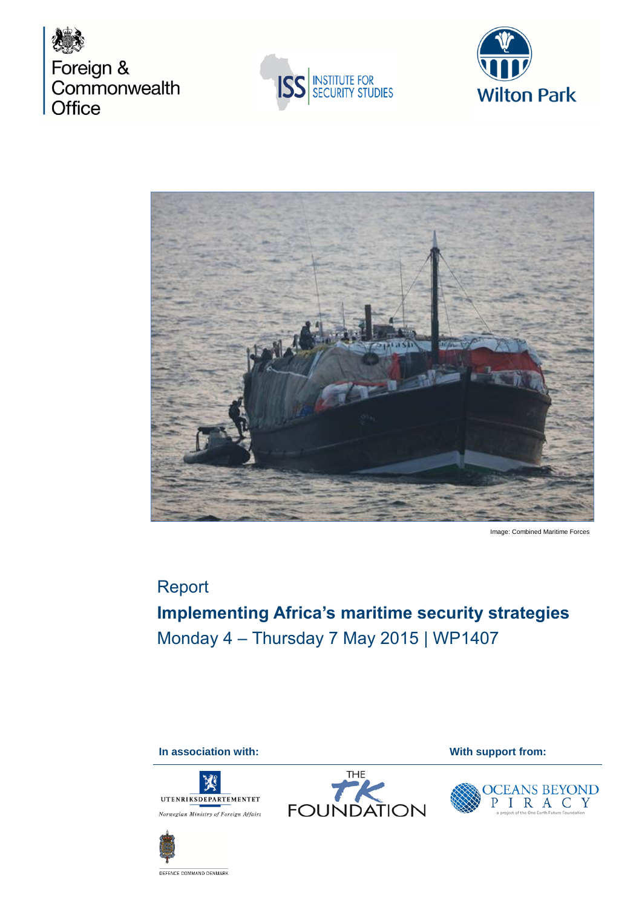Foreign & Commonwealth Office

INSTITUTE FOR SECURITY STUDIES

Wilton Park

Image: Combined Maritime Forces

Report

## Implementing Africa's maritime security strategies

Monday 4 – Thursday 7 May 2015 | WP1407

**In association with:**

UTENRIKSDEPARTEMENTET
*Norwegian Ministry of Foreign Affairs*

THE TK FOUNDATION

DEFENCE COMMAND DENMARK

**With support from:**

OCEANS BEYOND PIRACY
a project of the One Earth Future Foundation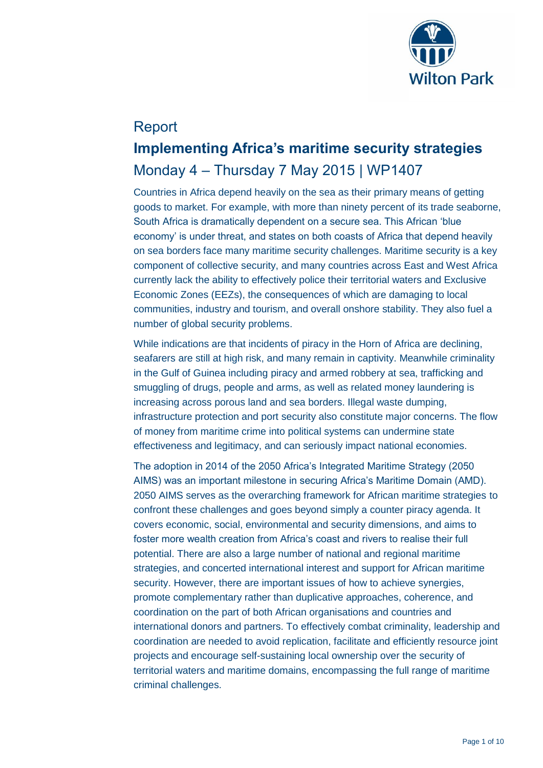Report

# Implementing Africa's maritime security strategies

## Monday 4 – Thursday 7 May 2015 | WP1407

Countries in Africa depend heavily on the sea as their primary means of getting goods to market. For example, with more than ninety percent of its trade seaborne, South Africa is dramatically dependent on a secure sea. This African 'blue economy' is under threat, and states on both coasts of Africa that depend heavily on sea borders face many maritime security challenges. Maritime security is a key component of collective security, and many countries across East and West Africa currently lack the ability to effectively police their territorial waters and Exclusive Economic Zones (EEZs), the consequences of which are damaging to local communities, industry and tourism, and overall onshore stability. They also fuel a number of global security problems.

While indications are that incidents of piracy in the Horn of Africa are declining, seafarers are still at high risk, and many remain in captivity. Meanwhile criminality in the Gulf of Guinea including piracy and armed robbery at sea, trafficking and smuggling of drugs, people and arms, as well as related money laundering is increasing across porous land and sea borders. Illegal waste dumping, infrastructure protection and port security also constitute major concerns. The flow of money from maritime crime into political systems can undermine state effectiveness and legitimacy, and can seriously impact national economies.

The adoption in 2014 of the 2050 Africa's Integrated Maritime Strategy (2050 AIMS) was an important milestone in securing Africa's Maritime Domain (AMD). 2050 AIMS serves as the overarching framework for African maritime strategies to confront these challenges and goes beyond simply a counter piracy agenda. It covers economic, social, environmental and security dimensions, and aims to foster more wealth creation from Africa's coast and rivers to realise their full potential. There are also a large number of national and regional maritime strategies, and concerted international interest and support for African maritime security. However, there are important issues of how to achieve synergies, promote complementary rather than duplicative approaches, coherence, and coordination on the part of both African organisations and countries and international donors and partners. To effectively combat criminality, leadership and coordination are needed to avoid replication, facilitate and efficiently resource joint projects and encourage self-sustaining local ownership over the security of territorial waters and maritime domains, encompassing the full range of maritime criminal challenges.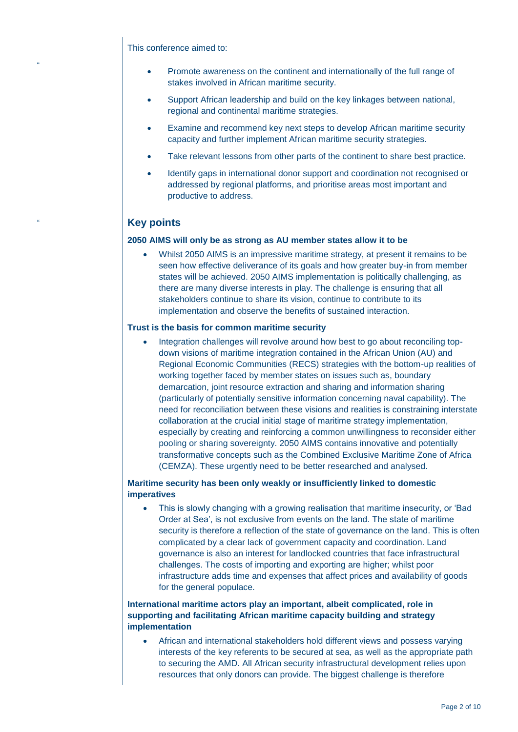This conference aimed to:

- Promote awareness on the continent and internationally of the full range of stakes involved in African maritime security.
- Support African leadership and build on the key linkages between national, regional and continental maritime strategies.
- Examine and recommend key next steps to develop African maritime security capacity and further implement African maritime security strategies.
- Take relevant lessons from other parts of the continent to share best practice.
- Identify gaps in international donor support and coordination not recognised or addressed by regional platforms, and prioritise areas most important and productive to address.

## Key points

**2050 AIMS will only be as strong as AU member states allow it to be**

- Whilst 2050 AIMS is an impressive maritime strategy, at present it remains to be seen how effective deliverance of its goals and how greater buy-in from member states will be achieved. 2050 AIMS implementation is politically challenging, as there are many diverse interests in play. The challenge is ensuring that all stakeholders continue to share its vision, continue to contribute to its implementation and observe the benefits of sustained interaction.

**Trust is the basis for common maritime security**

- Integration challenges will revolve around how best to go about reconciling top-down visions of maritime integration contained in the African Union (AU) and Regional Economic Communities (RECS) strategies with the bottom-up realities of working together faced by member states on issues such as, boundary demarcation, joint resource extraction and sharing and information sharing (particularly of potentially sensitive information concerning naval capability). The need for reconciliation between these visions and realities is constraining interstate collaboration at the crucial initial stage of maritime strategy implementation, especially by creating and reinforcing a common unwillingness to reconsider either pooling or sharing sovereignty. 2050 AIMS contains innovative and potentially transformative concepts such as the Combined Exclusive Maritime Zone of Africa (CEMZA). These urgently need to be better researched and analysed.

**Maritime security has been only weakly or insufficiently linked to domestic imperatives**

- This is slowly changing with a growing realisation that maritime insecurity, or 'Bad Order at Sea', is not exclusive from events on the land. The state of maritime security is therefore a reflection of the state of governance on the land. This is often complicated by a clear lack of government capacity and coordination. Land governance is also an interest for landlocked countries that face infrastructural challenges. The costs of importing and exporting are higher; whilst poor infrastructure adds time and expenses that affect prices and availability of goods for the general populace.

**International maritime actors play an important, albeit complicated, role in supporting and facilitating African maritime capacity building and strategy implementation**

- African and international stakeholders hold different views and possess varying interests of the key referents to be secured at sea, as well as the appropriate path to securing the AMD. All African security infrastructural development relies upon resources that only donors can provide. The biggest challenge is therefore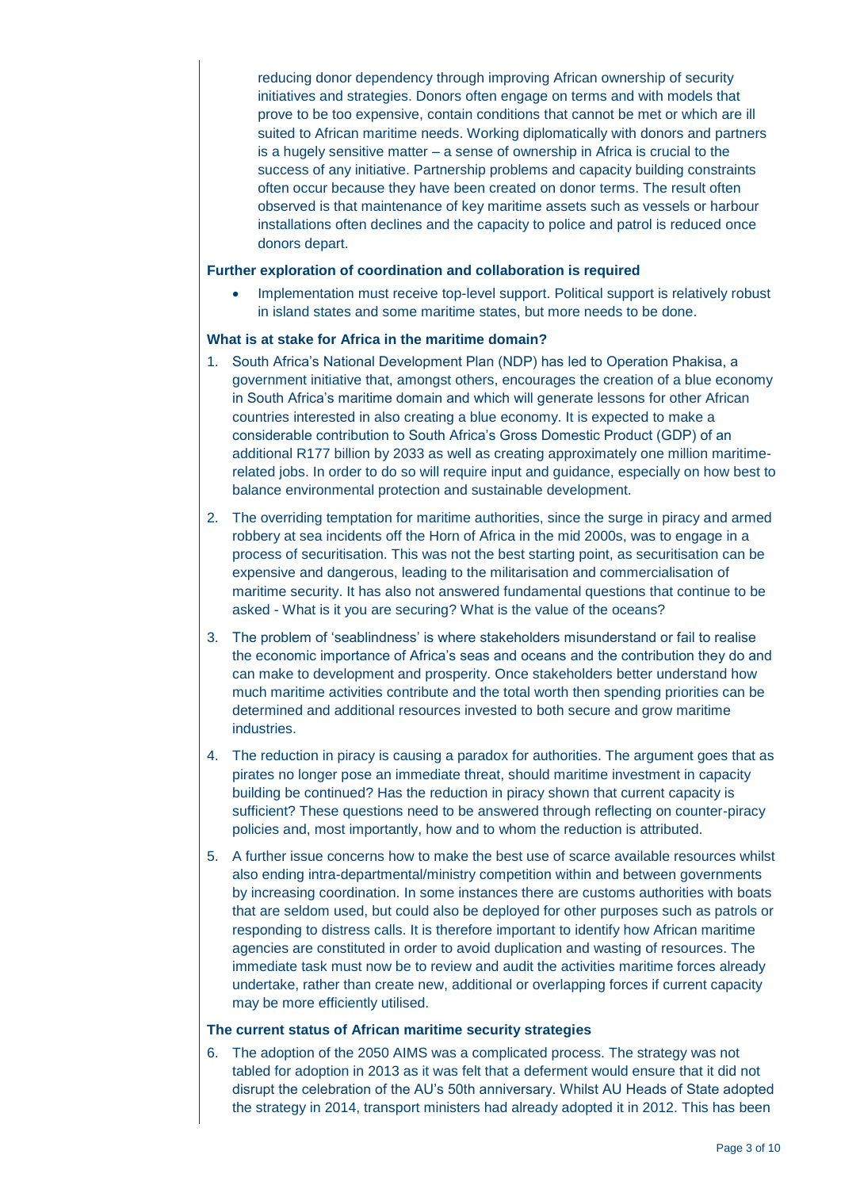reducing donor dependency through improving African ownership of security initiatives and strategies. Donors often engage on terms and with models that prove to be too expensive, contain conditions that cannot be met or which are ill suited to African maritime needs. Working diplomatically with donors and partners is a hugely sensitive matter – a sense of ownership in Africa is crucial to the success of any initiative. Partnership problems and capacity building constraints often occur because they have been created on donor terms. The result often observed is that maintenance of key maritime assets such as vessels or harbour installations often declines and the capacity to police and patrol is reduced once donors depart.

**Further exploration of coordination and collaboration is required**

- Implementation must receive top-level support. Political support is relatively robust in island states and some maritime states, but more needs to be done.

**What is at stake for Africa in the maritime domain?**

1. South Africa's National Development Plan (NDP) has led to Operation Phakisa, a government initiative that, amongst others, encourages the creation of a blue economy in South Africa's maritime domain and which will generate lessons for other African countries interested in also creating a blue economy. It is expected to make a considerable contribution to South Africa's Gross Domestic Product (GDP) of an additional R177 billion by 2033 as well as creating approximately one million maritime-related jobs. In order to do so will require input and guidance, especially on how best to balance environmental protection and sustainable development.
2. The overriding temptation for maritime authorities, since the surge in piracy and armed robbery at sea incidents off the Horn of Africa in the mid 2000s, was to engage in a process of securitisation. This was not the best starting point, as securitisation can be expensive and dangerous, leading to the militarisation and commercialisation of maritime security. It has also not answered fundamental questions that continue to be asked - What is it you are securing? What is the value of the oceans?
3. The problem of 'seablindness' is where stakeholders misunderstand or fail to realise the economic importance of Africa's seas and oceans and the contribution they do and can make to development and prosperity. Once stakeholders better understand how much maritime activities contribute and the total worth then spending priorities can be determined and additional resources invested to both secure and grow maritime industries.
4. The reduction in piracy is causing a paradox for authorities. The argument goes that as pirates no longer pose an immediate threat, should maritime investment in capacity building be continued? Has the reduction in piracy shown that current capacity is sufficient? These questions need to be answered through reflecting on counter-piracy policies and, most importantly, how and to whom the reduction is attributed.
5. A further issue concerns how to make the best use of scarce available resources whilst also ending intra-departmental/ministry competition within and between governments by increasing coordination. In some instances there are customs authorities with boats that are seldom used, but could also be deployed for other purposes such as patrols or responding to distress calls. It is therefore important to identify how African maritime agencies are constituted in order to avoid duplication and wasting of resources. The immediate task must now be to review and audit the activities maritime forces already undertake, rather than create new, additional or overlapping forces if current capacity may be more efficiently utilised.

**The current status of African maritime security strategies**

6. The adoption of the 2050 AIMS was a complicated process. The strategy was not tabled for adoption in 2013 as it was felt that a deferment would ensure that it did not disrupt the celebration of the AU's 50th anniversary. Whilst AU Heads of State adopted the strategy in 2014, transport ministers had already adopted it in 2012. This has been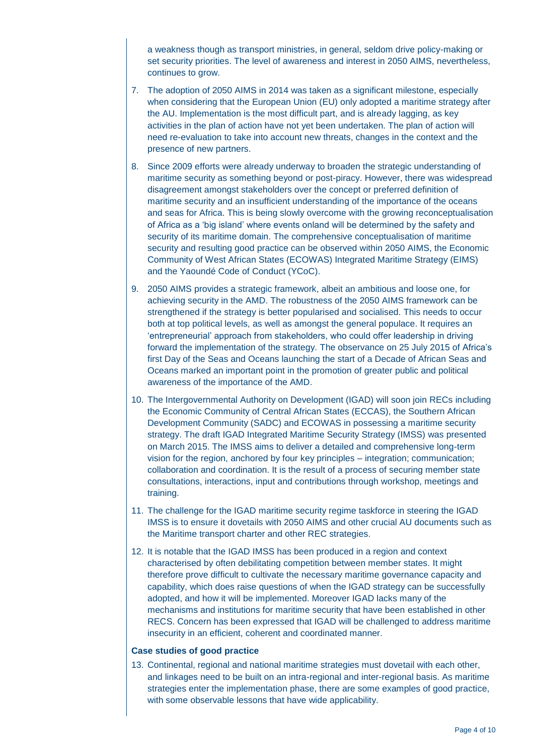a weakness though as transport ministries, in general, seldom drive policy-making or set security priorities. The level of awareness and interest in 2050 AIMS, nevertheless, continues to grow.

7. The adoption of 2050 AIMS in 2014 was taken as a significant milestone, especially when considering that the European Union (EU) only adopted a maritime strategy after the AU. Implementation is the most difficult part, and is already lagging, as key activities in the plan of action have not yet been undertaken. The plan of action will need re-evaluation to take into account new threats, changes in the context and the presence of new partners.

8. Since 2009 efforts were already underway to broaden the strategic understanding of maritime security as something beyond or post-piracy. However, there was widespread disagreement amongst stakeholders over the concept or preferred definition of maritime security and an insufficient understanding of the importance of the oceans and seas for Africa. This is being slowly overcome with the growing reconceptualisation of Africa as a 'big island' where events onland will be determined by the safety and security of its maritime domain. The comprehensive conceptualisation of maritime security and resulting good practice can be observed within 2050 AIMS, the Economic Community of West African States (ECOWAS) Integrated Maritime Strategy (EIMS) and the Yaoundé Code of Conduct (YCoC).

9. 2050 AIMS provides a strategic framework, albeit an ambitious and loose one, for achieving security in the AMD. The robustness of the 2050 AIMS framework can be strengthened if the strategy is better popularised and socialised. This needs to occur both at top political levels, as well as amongst the general populace. It requires an 'entrepreneurial' approach from stakeholders, who could offer leadership in driving forward the implementation of the strategy. The observance on 25 July 2015 of Africa's first Day of the Seas and Oceans launching the start of a Decade of African Seas and Oceans marked an important point in the promotion of greater public and political awareness of the importance of the AMD.

10. The Intergovernmental Authority on Development (IGAD) will soon join RECs including the Economic Community of Central African States (ECCAS), the Southern African Development Community (SADC) and ECOWAS in possessing a maritime security strategy. The draft IGAD Integrated Maritime Security Strategy (IMSS) was presented on March 2015. The IMSS aims to deliver a detailed and comprehensive long-term vision for the region, anchored by four key principles – integration; communication; collaboration and coordination. It is the result of a process of securing member state consultations, interactions, input and contributions through workshop, meetings and training.

11. The challenge for the IGAD maritime security regime taskforce in steering the IGAD IMSS is to ensure it dovetails with 2050 AIMS and other crucial AU documents such as the Maritime transport charter and other REC strategies.

12. It is notable that the IGAD IMSS has been produced in a region and context characterised by often debilitating competition between member states. It might therefore prove difficult to cultivate the necessary maritime governance capacity and capability, which does raise questions of when the IGAD strategy can be successfully adopted, and how it will be implemented. Moreover IGAD lacks many of the mechanisms and institutions for maritime security that have been established in other RECS. Concern has been expressed that IGAD will be challenged to address maritime insecurity in an efficient, coherent and coordinated manner.

**Case studies of good practice**

13. Continental, regional and national maritime strategies must dovetail with each other, and linkages need to be built on an intra-regional and inter-regional basis. As maritime strategies enter the implementation phase, there are some examples of good practice, with some observable lessons that have wide applicability.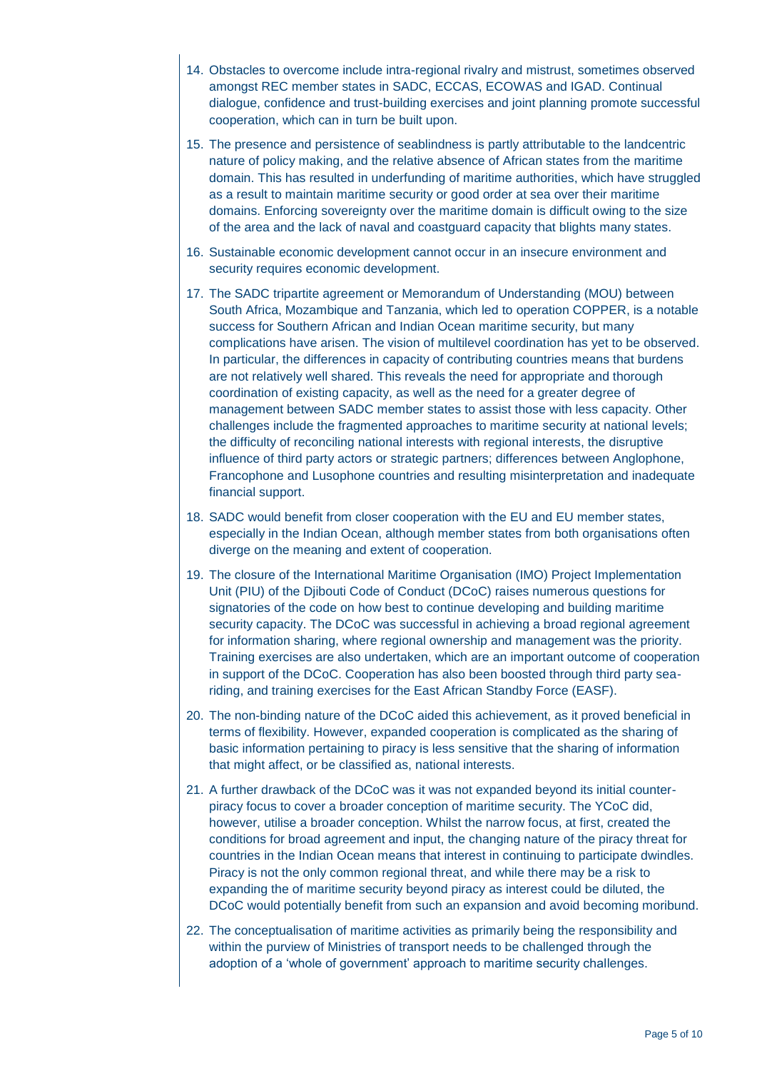14. Obstacles to overcome include intra-regional rivalry and mistrust, sometimes observed amongst REC member states in SADC, ECCAS, ECOWAS and IGAD. Continual dialogue, confidence and trust-building exercises and joint planning promote successful cooperation, which can in turn be built upon.

15. The presence and persistence of seablindness is partly attributable to the landcentric nature of policy making, and the relative absence of African states from the maritime domain. This has resulted in underfunding of maritime authorities, which have struggled as a result to maintain maritime security or good order at sea over their maritime domains. Enforcing sovereignty over the maritime domain is difficult owing to the size of the area and the lack of naval and coastguard capacity that blights many states.

16. Sustainable economic development cannot occur in an insecure environment and security requires economic development.

17. The SADC tripartite agreement or Memorandum of Understanding (MOU) between South Africa, Mozambique and Tanzania, which led to operation COPPER, is a notable success for Southern African and Indian Ocean maritime security, but many complications have arisen. The vision of multilevel coordination has yet to be observed. In particular, the differences in capacity of contributing countries means that burdens are not relatively well shared. This reveals the need for appropriate and thorough coordination of existing capacity, as well as the need for a greater degree of management between SADC member states to assist those with less capacity. Other challenges include the fragmented approaches to maritime security at national levels; the difficulty of reconciling national interests with regional interests, the disruptive influence of third party actors or strategic partners; differences between Anglophone, Francophone and Lusophone countries and resulting misinterpretation and inadequate financial support.

18. SADC would benefit from closer cooperation with the EU and EU member states, especially in the Indian Ocean, although member states from both organisations often diverge on the meaning and extent of cooperation.

19. The closure of the International Maritime Organisation (IMO) Project Implementation Unit (PIU) of the Djibouti Code of Conduct (DCoC) raises numerous questions for signatories of the code on how best to continue developing and building maritime security capacity. The DCoC was successful in achieving a broad regional agreement for information sharing, where regional ownership and management was the priority. Training exercises are also undertaken, which are an important outcome of cooperation in support of the DCoC. Cooperation has also been boosted through third party sea-riding, and training exercises for the East African Standby Force (EASF).

20. The non-binding nature of the DCoC aided this achievement, as it proved beneficial in terms of flexibility. However, expanded cooperation is complicated as the sharing of basic information pertaining to piracy is less sensitive that the sharing of information that might affect, or be classified as, national interests.

21. A further drawback of the DCoC was it was not expanded beyond its initial counter-piracy focus to cover a broader conception of maritime security. The YCoC did, however, utilise a broader conception. Whilst the narrow focus, at first, created the conditions for broad agreement and input, the changing nature of the piracy threat for countries in the Indian Ocean means that interest in continuing to participate dwindles. Piracy is not the only common regional threat, and while there may be a risk to expanding the of maritime security beyond piracy as interest could be diluted, the DCoC would potentially benefit from such an expansion and avoid becoming moribund.

22. The conceptualisation of maritime activities as primarily being the responsibility and within the purview of Ministries of transport needs to be challenged through the adoption of a 'whole of government' approach to maritime security challenges.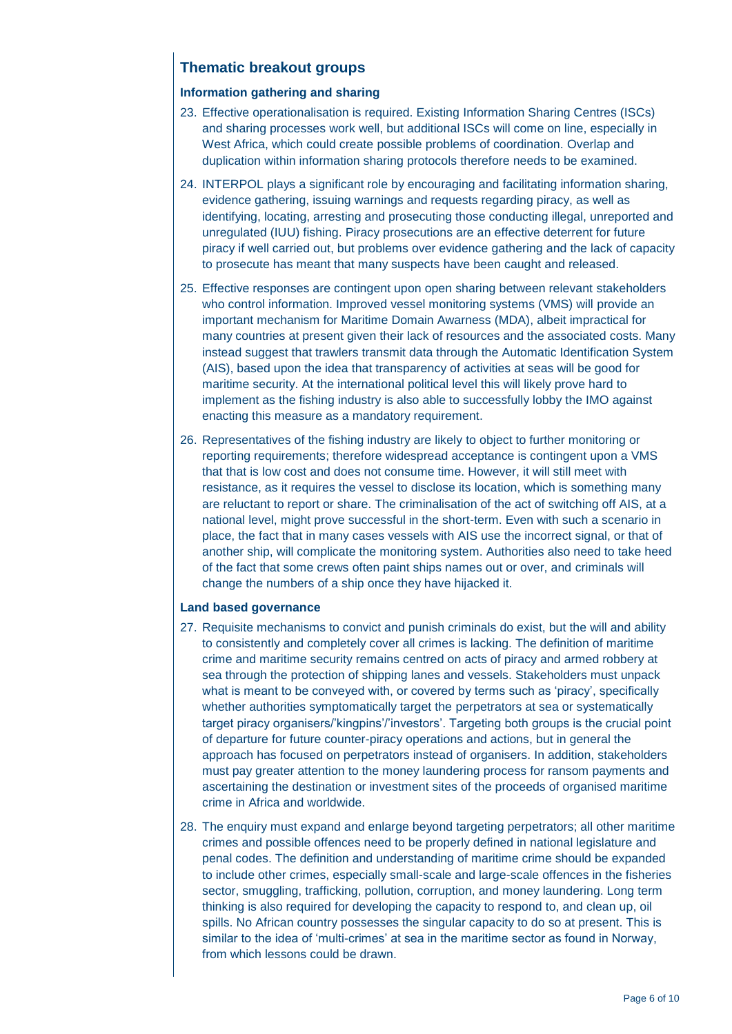## Thematic breakout groups

### Information gathering and sharing

23. Effective operationalisation is required. Existing Information Sharing Centres (ISCs) and sharing processes work well, but additional ISCs will come on line, especially in West Africa, which could create possible problems of coordination. Overlap and duplication within information sharing protocols therefore needs to be examined.

24. INTERPOL plays a significant role by encouraging and facilitating information sharing, evidence gathering, issuing warnings and requests regarding piracy, as well as identifying, locating, arresting and prosecuting those conducting illegal, unreported and unregulated (IUU) fishing. Piracy prosecutions are an effective deterrent for future piracy if well carried out, but problems over evidence gathering and the lack of capacity to prosecute has meant that many suspects have been caught and released.

25. Effective responses are contingent upon open sharing between relevant stakeholders who control information. Improved vessel monitoring systems (VMS) will provide an important mechanism for Maritime Domain Awarness (MDA), albeit impractical for many countries at present given their lack of resources and the associated costs. Many instead suggest that trawlers transmit data through the Automatic Identification System (AIS), based upon the idea that transparency of activities at seas will be good for maritime security. At the international political level this will likely prove hard to implement as the fishing industry is also able to successfully lobby the IMO against enacting this measure as a mandatory requirement.

26. Representatives of the fishing industry are likely to object to further monitoring or reporting requirements; therefore widespread acceptance is contingent upon a VMS that that is low cost and does not consume time. However, it will still meet with resistance, as it requires the vessel to disclose its location, which is something many are reluctant to report or share. The criminalisation of the act of switching off AIS, at a national level, might prove successful in the short-term. Even with such a scenario in place, the fact that in many cases vessels with AIS use the incorrect signal, or that of another ship, will complicate the monitoring system. Authorities also need to take heed of the fact that some crews often paint ships names out or over, and criminals will change the numbers of a ship once they have hijacked it.

### Land based governance

27. Requisite mechanisms to convict and punish criminals do exist, but the will and ability to consistently and completely cover all crimes is lacking. The definition of maritime crime and maritime security remains centred on acts of piracy and armed robbery at sea through the protection of shipping lanes and vessels. Stakeholders must unpack what is meant to be conveyed with, or covered by terms such as 'piracy', specifically whether authorities symptomatically target the perpetrators at sea or systematically target piracy organisers/'kingpins'/'investors'. Targeting both groups is the crucial point of departure for future counter-piracy operations and actions, but in general the approach has focused on perpetrators instead of organisers. In addition, stakeholders must pay greater attention to the money laundering process for ransom payments and ascertaining the destination or investment sites of the proceeds of organised maritime crime in Africa and worldwide.

28. The enquiry must expand and enlarge beyond targeting perpetrators; all other maritime crimes and possible offences need to be properly defined in national legislature and penal codes. The definition and understanding of maritime crime should be expanded to include other crimes, especially small-scale and large-scale offences in the fisheries sector, smuggling, trafficking, pollution, corruption, and money laundering. Long term thinking is also required for developing the capacity to respond to, and clean up, oil spills. No African country possesses the singular capacity to do so at present. This is similar to the idea of 'multi-crimes' at sea in the maritime sector as found in Norway, from which lessons could be drawn.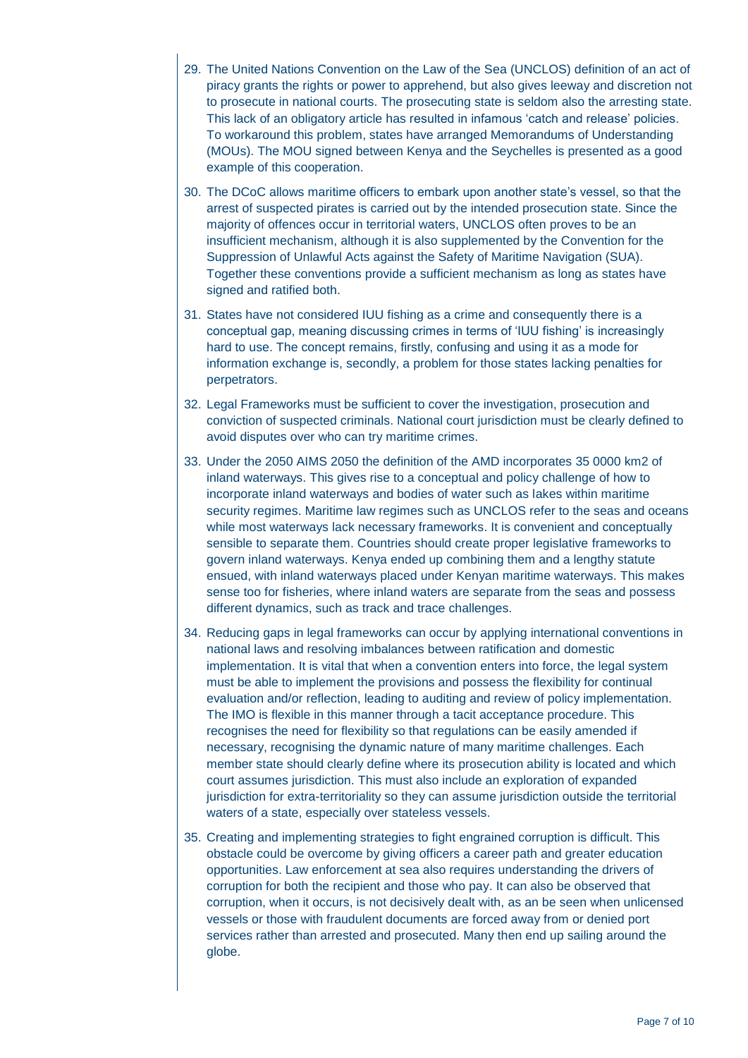29. The United Nations Convention on the Law of the Sea (UNCLOS) definition of an act of piracy grants the rights or power to apprehend, but also gives leeway and discretion not to prosecute in national courts. The prosecuting state is seldom also the arresting state. This lack of an obligatory article has resulted in infamous 'catch and release' policies. To workaround this problem, states have arranged Memorandums of Understanding (MOUs). The MOU signed between Kenya and the Seychelles is presented as a good example of this cooperation.

30. The DCoC allows maritime officers to embark upon another state's vessel, so that the arrest of suspected pirates is carried out by the intended prosecution state. Since the majority of offences occur in territorial waters, UNCLOS often proves to be an insufficient mechanism, although it is also supplemented by the Convention for the Suppression of Unlawful Acts against the Safety of Maritime Navigation (SUA). Together these conventions provide a sufficient mechanism as long as states have signed and ratified both.

31. States have not considered IUU fishing as a crime and consequently there is a conceptual gap, meaning discussing crimes in terms of 'IUU fishing' is increasingly hard to use. The concept remains, firstly, confusing and using it as a mode for information exchange is, secondly, a problem for those states lacking penalties for perpetrators.

32. Legal Frameworks must be sufficient to cover the investigation, prosecution and conviction of suspected criminals. National court jurisdiction must be clearly defined to avoid disputes over who can try maritime crimes.

33. Under the 2050 AIMS 2050 the definition of the AMD incorporates 35 0000 km2 of inland waterways. This gives rise to a conceptual and policy challenge of how to incorporate inland waterways and bodies of water such as lakes within maritime security regimes. Maritime law regimes such as UNCLOS refer to the seas and oceans while most waterways lack necessary frameworks. It is convenient and conceptually sensible to separate them. Countries should create proper legislative frameworks to govern inland waterways. Kenya ended up combining them and a lengthy statute ensued, with inland waterways placed under Kenyan maritime waterways. This makes sense too for fisheries, where inland waters are separate from the seas and possess different dynamics, such as track and trace challenges.

34. Reducing gaps in legal frameworks can occur by applying international conventions in national laws and resolving imbalances between ratification and domestic implementation. It is vital that when a convention enters into force, the legal system must be able to implement the provisions and possess the flexibility for continual evaluation and/or reflection, leading to auditing and review of policy implementation. The IMO is flexible in this manner through a tacit acceptance procedure. This recognises the need for flexibility so that regulations can be easily amended if necessary, recognising the dynamic nature of many maritime challenges. Each member state should clearly define where its prosecution ability is located and which court assumes jurisdiction. This must also include an exploration of expanded jurisdiction for extra-territoriality so they can assume jurisdiction outside the territorial waters of a state, especially over stateless vessels.

35. Creating and implementing strategies to fight engrained corruption is difficult. This obstacle could be overcome by giving officers a career path and greater education opportunities. Law enforcement at sea also requires understanding the drivers of corruption for both the recipient and those who pay. It can also be observed that corruption, when it occurs, is not decisively dealt with, as an be seen when unlicensed vessels or those with fraudulent documents are forced away from or denied port services rather than arrested and prosecuted. Many then end up sailing around the globe.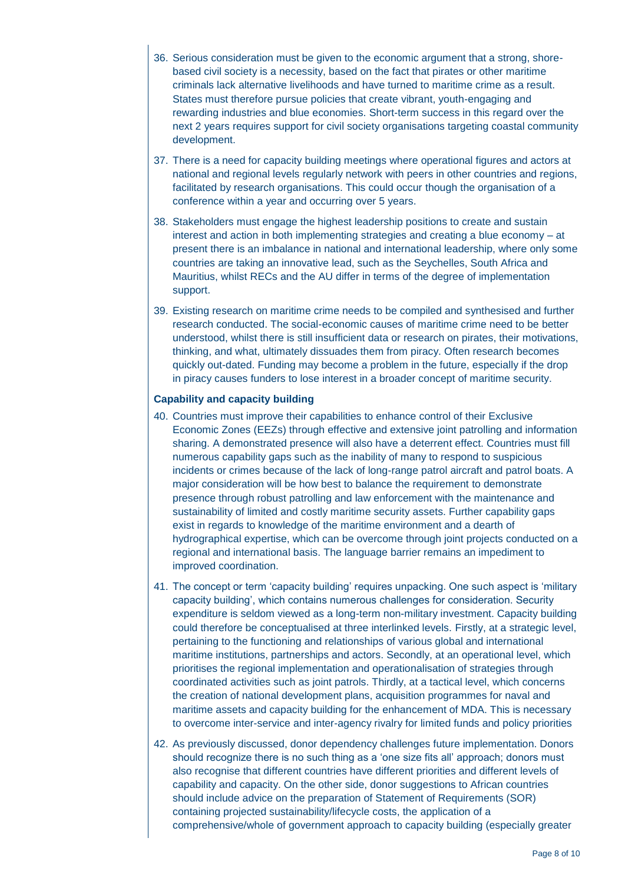36. Serious consideration must be given to the economic argument that a strong, shore-based civil society is a necessity, based on the fact that pirates or other maritime criminals lack alternative livelihoods and have turned to maritime crime as a result. States must therefore pursue policies that create vibrant, youth-engaging and rewarding industries and blue economies. Short-term success in this regard over the next 2 years requires support for civil society organisations targeting coastal community development.

37. There is a need for capacity building meetings where operational figures and actors at national and regional levels regularly network with peers in other countries and regions, facilitated by research organisations. This could occur though the organisation of a conference within a year and occurring over 5 years.

38. Stakeholders must engage the highest leadership positions to create and sustain interest and action in both implementing strategies and creating a blue economy – at present there is an imbalance in national and international leadership, where only some countries are taking an innovative lead, such as the Seychelles, South Africa and Mauritius, whilst RECs and the AU differ in terms of the degree of implementation support.

39. Existing research on maritime crime needs to be compiled and synthesised and further research conducted. The social-economic causes of maritime crime need to be better understood, whilst there is still insufficient data or research on pirates, their motivations, thinking, and what, ultimately dissuades them from piracy. Often research becomes quickly out-dated. Funding may become a problem in the future, especially if the drop in piracy causes funders to lose interest in a broader concept of maritime security.

**Capability and capacity building**

40. Countries must improve their capabilities to enhance control of their Exclusive Economic Zones (EEZs) through effective and extensive joint patrolling and information sharing. A demonstrated presence will also have a deterrent effect. Countries must fill numerous capability gaps such as the inability of many to respond to suspicious incidents or crimes because of the lack of long-range patrol aircraft and patrol boats. A major consideration will be how best to balance the requirement to demonstrate presence through robust patrolling and law enforcement with the maintenance and sustainability of limited and costly maritime security assets. Further capability gaps exist in regards to knowledge of the maritime environment and a dearth of hydrographical expertise, which can be overcome through joint projects conducted on a regional and international basis. The language barrier remains an impediment to improved coordination.

41. The concept or term 'capacity building' requires unpacking. One such aspect is 'military capacity building', which contains numerous challenges for consideration. Security expenditure is seldom viewed as a long-term non-military investment. Capacity building could therefore be conceptualised at three interlinked levels. Firstly, at a strategic level, pertaining to the functioning and relationships of various global and international maritime institutions, partnerships and actors. Secondly, at an operational level, which prioritises the regional implementation and operationalisation of strategies through coordinated activities such as joint patrols. Thirdly, at a tactical level, which concerns the creation of national development plans, acquisition programmes for naval and maritime assets and capacity building for the enhancement of MDA. This is necessary to overcome inter-service and inter-agency rivalry for limited funds and policy priorities

42. As previously discussed, donor dependency challenges future implementation. Donors should recognize there is no such thing as a 'one size fits all' approach; donors must also recognise that different countries have different priorities and different levels of capability and capacity. On the other side, donor suggestions to African countries should include advice on the preparation of Statement of Requirements (SOR) containing projected sustainability/lifecycle costs, the application of a comprehensive/whole of government approach to capacity building (especially greater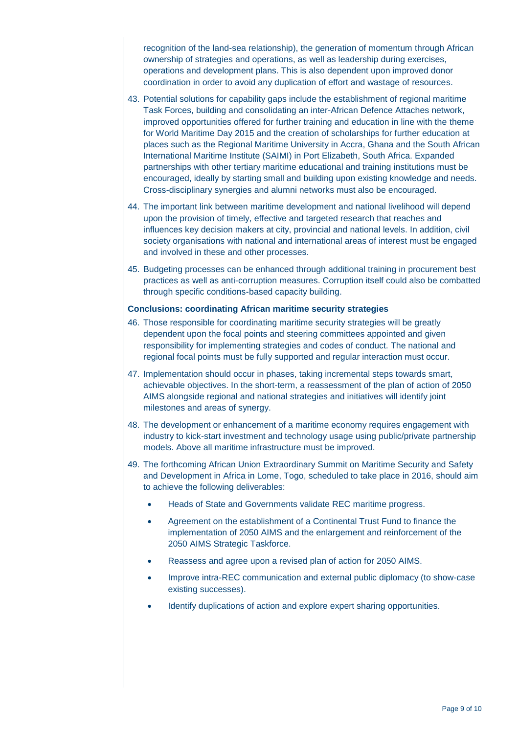recognition of the land-sea relationship), the generation of momentum through African ownership of strategies and operations, as well as leadership during exercises, operations and development plans. This is also dependent upon improved donor coordination in order to avoid any duplication of effort and wastage of resources.

43. Potential solutions for capability gaps include the establishment of regional maritime Task Forces, building and consolidating an inter-African Defence Attaches network, improved opportunities offered for further training and education in line with the theme for World Maritime Day 2015 and the creation of scholarships for further education at places such as the Regional Maritime University in Accra, Ghana and the South African International Maritime Institute (SAIMI) in Port Elizabeth, South Africa. Expanded partnerships with other tertiary maritime educational and training institutions must be encouraged, ideally by starting small and building upon existing knowledge and needs. Cross-disciplinary synergies and alumni networks must also be encouraged.

44. The important link between maritime development and national livelihood will depend upon the provision of timely, effective and targeted research that reaches and influences key decision makers at city, provincial and national levels. In addition, civil society organisations with national and international areas of interest must be engaged and involved in these and other processes.

45. Budgeting processes can be enhanced through additional training in procurement best practices as well as anti-corruption measures. Corruption itself could also be combatted through specific conditions-based capacity building.

**Conclusions: coordinating African maritime security strategies**

46. Those responsible for coordinating maritime security strategies will be greatly dependent upon the focal points and steering committees appointed and given responsibility for implementing strategies and codes of conduct. The national and regional focal points must be fully supported and regular interaction must occur.

47. Implementation should occur in phases, taking incremental steps towards smart, achievable objectives. In the short-term, a reassessment of the plan of action of 2050 AIMS alongside regional and national strategies and initiatives will identify joint milestones and areas of synergy.

48. The development or enhancement of a maritime economy requires engagement with industry to kick-start investment and technology usage using public/private partnership models. Above all maritime infrastructure must be improved.

49. The forthcoming African Union Extraordinary Summit on Maritime Security and Safety and Development in Africa in Lome, Togo, scheduled to take place in 2016, should aim to achieve the following deliverables:

    - Heads of State and Governments validate REC maritime progress.
    - Agreement on the establishment of a Continental Trust Fund to finance the implementation of 2050 AIMS and the enlargement and reinforcement of the 2050 AIMS Strategic Taskforce.
    - Reassess and agree upon a revised plan of action for 2050 AIMS.
    - Improve intra-REC communication and external public diplomacy (to show-case existing successes).
    - Identify duplications of action and explore expert sharing opportunities.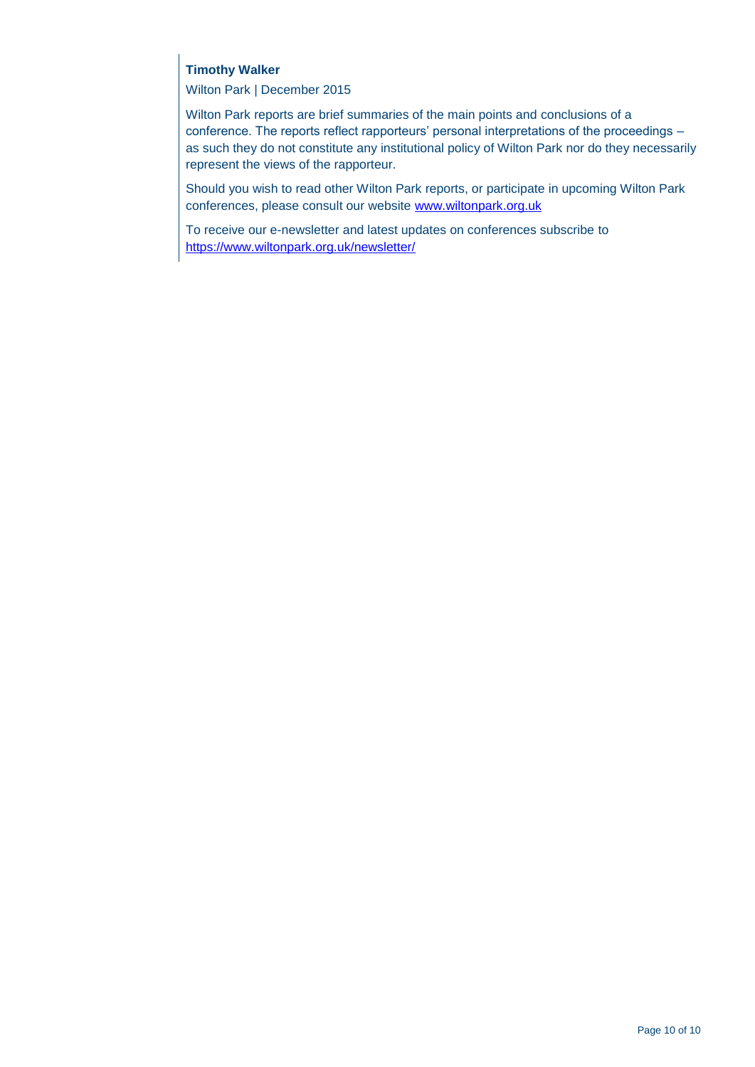**Timothy Walker**

Wilton Park | December 2015

Wilton Park reports are brief summaries of the main points and conclusions of a conference. The reports reflect rapporteurs' personal interpretations of the proceedings – as such they do not constitute any institutional policy of Wilton Park nor do they necessarily represent the views of the rapporteur.

Should you wish to read other Wilton Park reports, or participate in upcoming Wilton Park conferences, please consult our website [www.wiltonpark.org.uk](http://www.wiltonpark.org.uk)

To receive our e-newsletter and latest updates on conferences subscribe to [https://www.wiltonpark.org.uk/newsletter/](https://www.wiltonpark.org.uk/newsletter/)